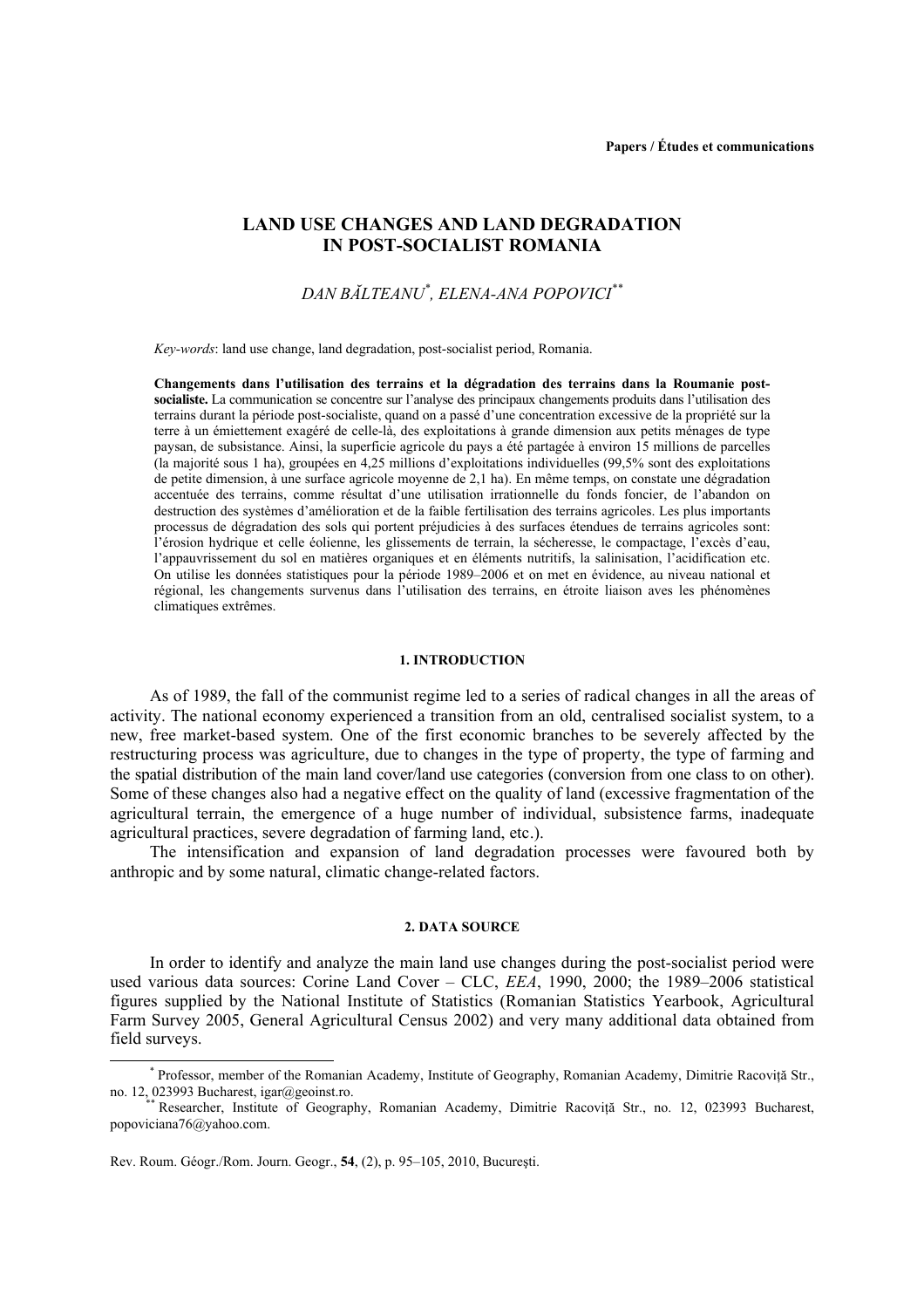Papers / Études et communications

# LAND USE CHANGES AND LAND DEGRADATION IN POST-SOCIALIST ROMANIA

*DAN BĂLTEANU*[*], *ELENA-ANA POPOVICI*[**]

*Key-words*: land use change, land degradation, post-socialist period, Romania.

**Changements dans l'utilisation des terrains et la dégradation des terrains dans la Roumanie post-socialiste.** La communication se concentre sur l'analyse des principaux changements produits dans l'utilisation des terrains durant la période post-socialiste, quand on a passé d'une concentration excessive de la propriété sur la terre à un émiettement exagéré de celle-là, des exploitations à grande dimension aux petits ménages de type paysan, de subsistance. Ainsi, la superficie agricole du pays a été partagée à environ 15 millions de parcelles (la majorité sous 1 ha), groupées en 4,25 millions d'exploitations individuelles (99,5% sont des exploitations de petite dimension, à une surface agricole moyenne de 2,1 ha). En même temps, on constate une dégradation accentuée des terrains, comme résultat d'une utilisation irrationnelle du fonds foncier, de l'abandon on destruction des systèmes d'amélioration et de la faible fertilisation des terrains agricoles. Les plus importants processus de dégradation des sols qui portent préjudicies à des surfaces étendues de terrains agricoles sont: l'érosion hydrique et celle éolienne, les glissements de terrain, la sécheresse, le compactage, l'excès d'eau, l'appauvrissement du sol en matières organiques et en éléments nutritifs, la salinisation, l'acidification etc. On utilise les données statistiques pour la période 1989–2006 et on met en évidence, au niveau national et régional, les changements survenus dans l'utilisation des terrains, en étroite liaison aves les phénomènes climatiques extrêmes.

## 1. INTRODUCTION

As of 1989, the fall of the communist regime led to a series of radical changes in all the areas of activity. The national economy experienced a transition from an old, centralised socialist system, to a new, free market-based system. One of the first economic branches to be severely affected by the restructuring process was agriculture, due to changes in the type of property, the type of farming and the spatial distribution of the main land cover/land use categories (conversion from one class to on other). Some of these changes also had a negative effect on the quality of land (excessive fragmentation of the agricultural terrain, the emergence of a huge number of individual, subsistence farms, inadequate agricultural practices, severe degradation of farming land, etc.).

The intensification and expansion of land degradation processes were favoured both by anthropic and by some natural, climatic change-related factors.

## 2. DATA SOURCE

In order to identify and analyze the main land use changes during the post-socialist period were used various data sources: Corine Land Cover – CLC, *EEA*, 1990, 2000; the 1989–2006 statistical figures supplied by the National Institute of Statistics (Romanian Statistics Yearbook, Agricultural Farm Survey 2005, General Agricultural Census 2002) and very many additional data obtained from field surveys.

---

[*] Professor, member of the Romanian Academy, Institute of Geography, Romanian Academy, Dimitrie Racoviță Str., no. 12, 023993 Bucharest, igar@geoinst.ro.

[**] Researcher, Institute of Geography, Romanian Academy, Dimitrie Racoviță Str., no. 12, 023993 Bucharest, popoviciana76@yahoo.com.

Rev. Roum. Géogr./Rom. Journ. Geogr., **54**, (2), p. 95–105, 2010, București.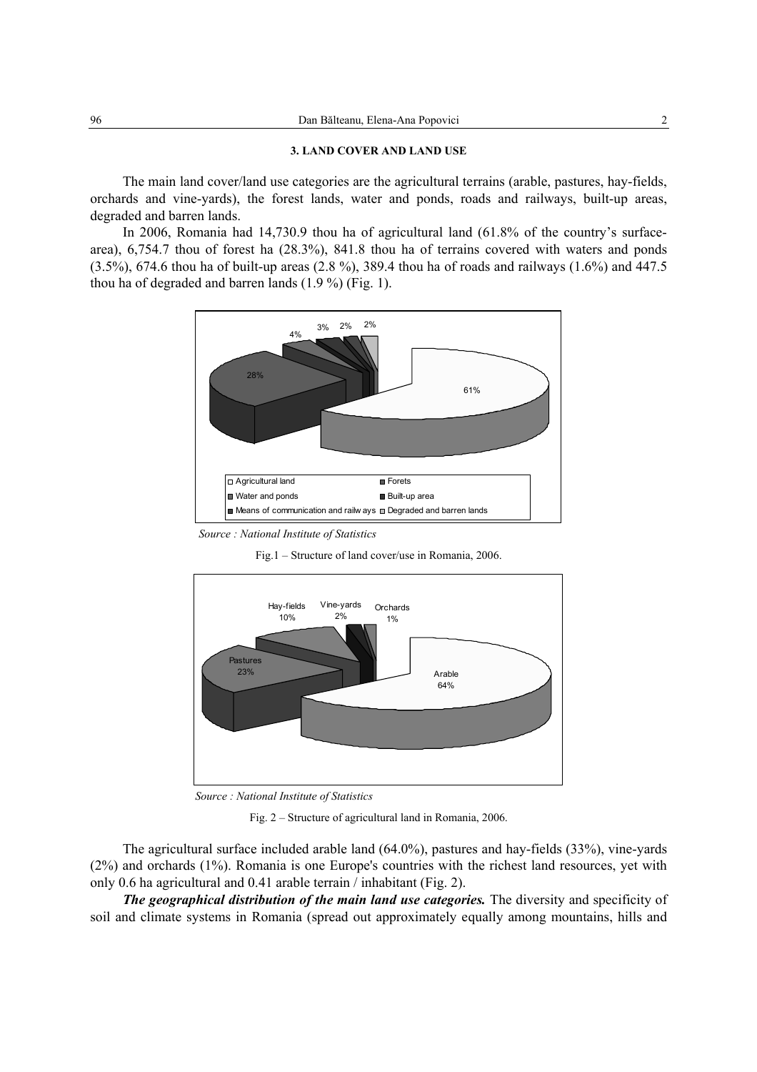### 3. LAND COVER AND LAND USE

The main land cover/land use categories are the agricultural terrains (arable, pastures, hay-fields, orchards and vine-yards), the forest lands, water and ponds, roads and railways, built-up areas, degraded and barren lands.

In 2006, Romania had 14,730.9 thou ha of agricultural land (61.8% of the country's surface-area), 6,754.7 thou of forest ha (28.3%), 841.8 thou ha of terrains covered with waters and ponds (3.5%), 674.6 thou ha of built-up areas (2.8 %), 389.4 thou ha of roads and railways (1.6%) and 447.5 thou ha of degraded and barren lands (1.9 %) (Fig. 1).

*Source : National Institute of Statistics*

Fig.1 – Structure of land cover/use in Romania, 2006.

*Source : National Institute of Statistics*

Fig. 2 – Structure of agricultural land in Romania, 2006.

The agricultural surface included arable land (64.0%), pastures and hay-fields (33%), vine-yards (2%) and orchards (1%). Romania is one Europe's countries with the richest land resources, yet with only 0.6 ha agricultural and 0.41 arable terrain / inhabitant (Fig. 2).

***The geographical distribution of the main land use categories.*** The diversity and specificity of soil and climate systems in Romania (spread out approximately equally among mountains, hills and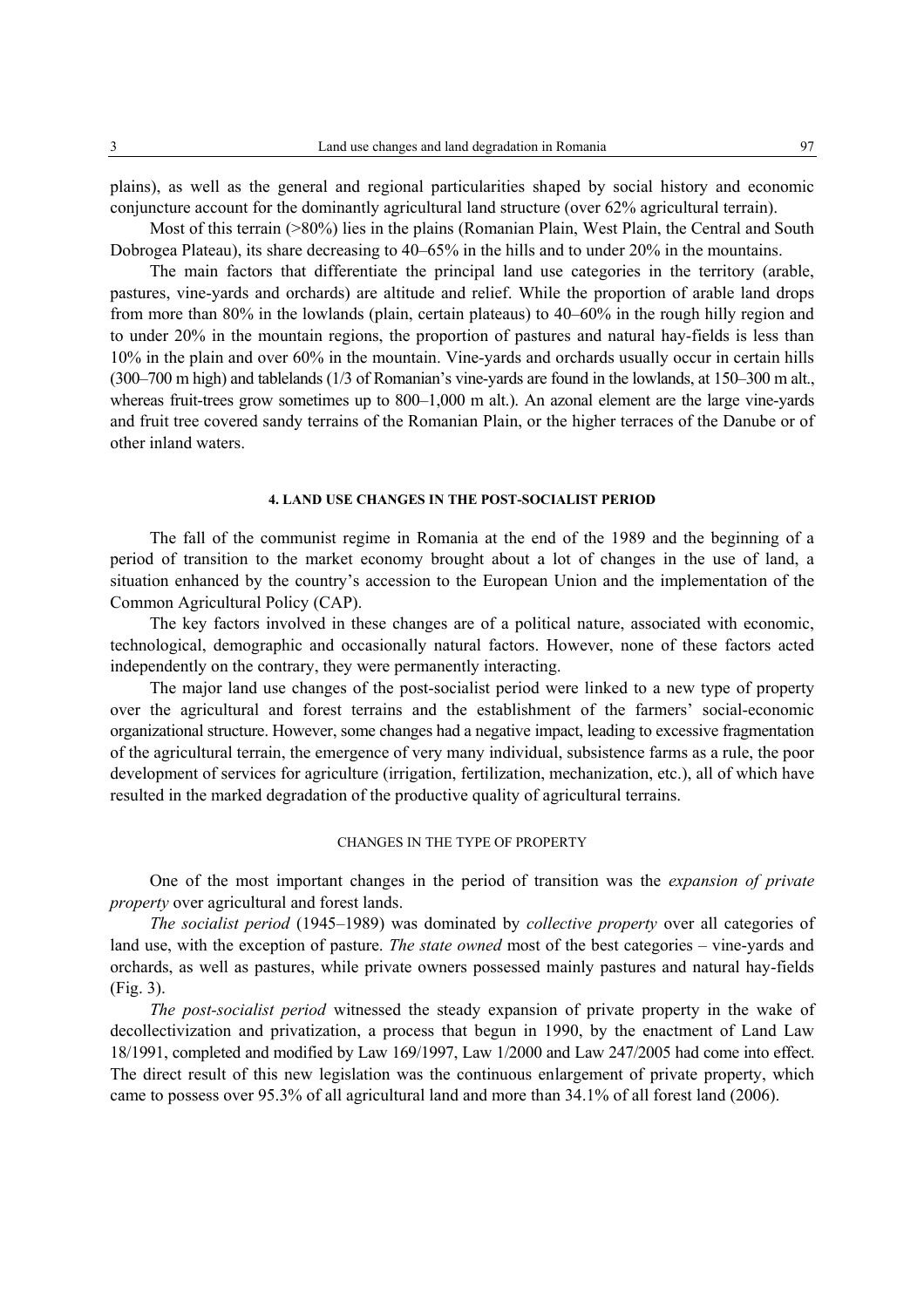plains), as well as the general and regional particularities shaped by social history and economic conjuncture account for the dominantly agricultural land structure (over 62% agricultural terrain).

Most of this terrain (>80%) lies in the plains (Romanian Plain, West Plain, the Central and South Dobrogea Plateau), its share decreasing to 40–65% in the hills and to under 20% in the mountains.

The main factors that differentiate the principal land use categories in the territory (arable, pastures, vine-yards and orchards) are altitude and relief. While the proportion of arable land drops from more than 80% in the lowlands (plain, certain plateaus) to 40–60% in the rough hilly region and to under 20% in the mountain regions, the proportion of pastures and natural hay-fields is less than 10% in the plain and over 60% in the mountain. Vine-yards and orchards usually occur in certain hills (300–700 m high) and tablelands (1/3 of Romanian's vine-yards are found in the lowlands, at 150–300 m alt., whereas fruit-trees grow sometimes up to 800–1,000 m alt.). An azonal element are the large vine-yards and fruit tree covered sandy terrains of the Romanian Plain, or the higher terraces of the Danube or of other inland waters.

## 4. LAND USE CHANGES IN THE POST-SOCIALIST PERIOD

The fall of the communist regime in Romania at the end of the 1989 and the beginning of a period of transition to the market economy brought about a lot of changes in the use of land, a situation enhanced by the country's accession to the European Union and the implementation of the Common Agricultural Policy (CAP).

The key factors involved in these changes are of a political nature, associated with economic, technological, demographic and occasionally natural factors. However, none of these factors acted independently on the contrary, they were permanently interacting.

The major land use changes of the post-socialist period were linked to a new type of property over the agricultural and forest terrains and the establishment of the farmers' social-economic organizational structure. However, some changes had a negative impact, leading to excessive fragmentation of the agricultural terrain, the emergence of very many individual, subsistence farms as a rule, the poor development of services for agriculture (irrigation, fertilization, mechanization, etc.), all of which have resulted in the marked degradation of the productive quality of agricultural terrains.

### CHANGES IN THE TYPE OF PROPERTY

One of the most important changes in the period of transition was the *expansion of private property* over agricultural and forest lands.

*The socialist period* (1945–1989) was dominated by *collective property* over all categories of land use, with the exception of pasture. *The state owned* most of the best categories – vine-yards and orchards, as well as pastures, while private owners possessed mainly pastures and natural hay-fields (Fig. 3).

*The post-socialist period* witnessed the steady expansion of private property in the wake of decollectivization and privatization, a process that begun in 1990, by the enactment of Land Law 18/1991, completed and modified by Law 169/1997, Law 1/2000 and Law 247/2005 had come into effect. The direct result of this new legislation was the continuous enlargement of private property, which came to possess over 95.3% of all agricultural land and more than 34.1% of all forest land (2006).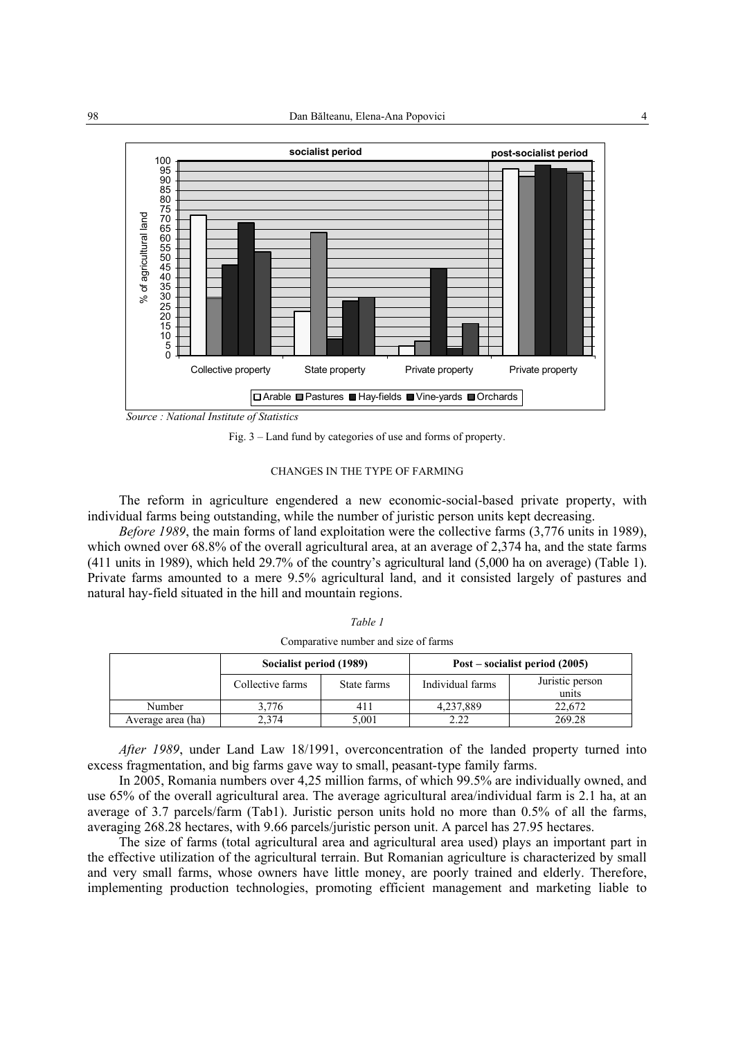Source : National Institute of Statistics

Fig. 3 – Land fund by categories of use and forms of property.

## CHANGES IN THE TYPE OF FARMING

The reform in agriculture engendered a new economic-social-based private property, with individual farms being outstanding, while the number of juristic person units kept decreasing.

*Before 1989*, the main forms of land exploitation were the collective farms (3,776 units in 1989), which owned over 68.8% of the overall agricultural area, at an average of 2,374 ha, and the state farms (411 units in 1989), which held 29.7% of the country's agricultural land (5,000 ha on average) (Table 1). Private farms amounted to a mere 9.5% agricultural land, and it consisted largely of pastures and natural hay-field situated in the hill and mountain regions.

*Table 1*

Comparative number and size of farms

| | Socialist period (1989) | | Post – socialist period (2005) | |
|---|---|---|---|---|
| | Collective farms | State farms | Individual farms | Juristic person units |
| Number | 3,776 | 411 | 4,237,889 | 22,672 |
| Average area (ha) | 2,374 | 5,001 | 2.22 | 269.28 |

*After 1989*, under Land Law 18/1991, overconcentration of the landed property turned into excess fragmentation, and big farms gave way to small, peasant-type family farms.

In 2005, Romania numbers over 4,25 million farms, of which 99.5% are individually owned, and use 65% of the overall agricultural area. The average agricultural area/individual farm is 2.1 ha, at an average of 3.7 parcels/farm (Tab1). Juristic person units hold no more than 0.5% of all the farms, averaging 268.28 hectares, with 9.66 parcels/juristic person unit. A parcel has 27.95 hectares.

The size of farms (total agricultural area and agricultural area used) plays an important part in the effective utilization of the agricultural terrain. But Romanian agriculture is characterized by small and very small farms, whose owners have little money, are poorly trained and elderly. Therefore, implementing production technologies, promoting efficient management and marketing liable to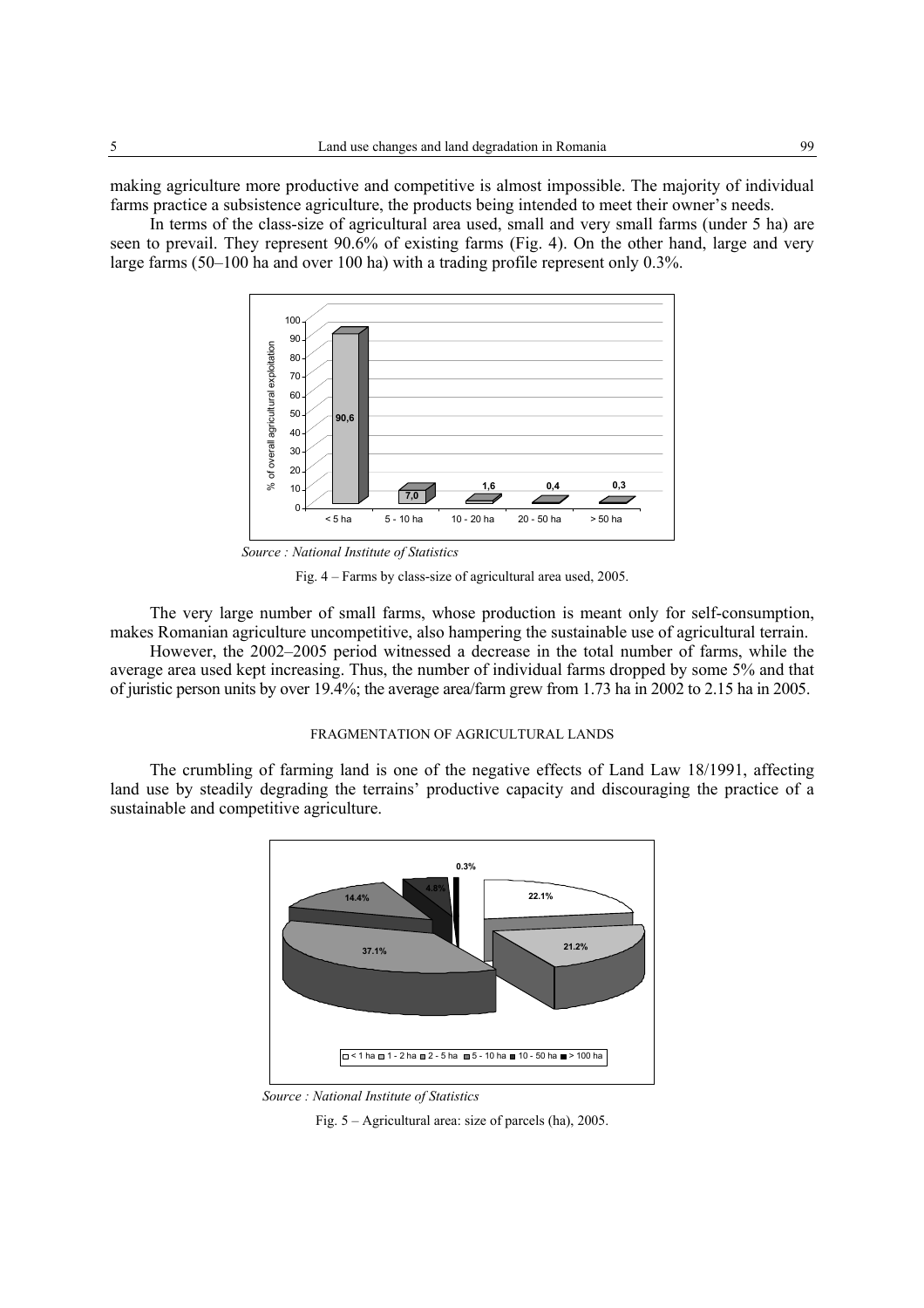making agriculture more productive and competitive is almost impossible. The majority of individual farms practice a subsistence agriculture, the products being intended to meet their owner's needs.

In terms of the class-size of agricultural area used, small and very small farms (under 5 ha) are seen to prevail. They represent 90.6% of existing farms (Fig. 4). On the other hand, large and very large farms (50–100 ha and over 100 ha) with a trading profile represent only 0.3%.

*Source : National Institute of Statistics*

Fig. 4 – Farms by class-size of agricultural area used, 2005.

The very large number of small farms, whose production is meant only for self-consumption, makes Romanian agriculture uncompetitive, also hampering the sustainable use of agricultural terrain.

However, the 2002–2005 period witnessed a decrease in the total number of farms, while the average area used kept increasing. Thus, the number of individual farms dropped by some 5% and that of juristic person units by over 19.4%; the average area/farm grew from 1.73 ha in 2002 to 2.15 ha in 2005.

## FRAGMENTATION OF AGRICULTURAL LANDS

The crumbling of farming land is one of the negative effects of Land Law 18/1991, affecting land use by steadily degrading the terrains' productive capacity and discouraging the practice of a sustainable and competitive agriculture.

*Source : National Institute of Statistics*

Fig. 5 – Agricultural area: size of parcels (ha), 2005.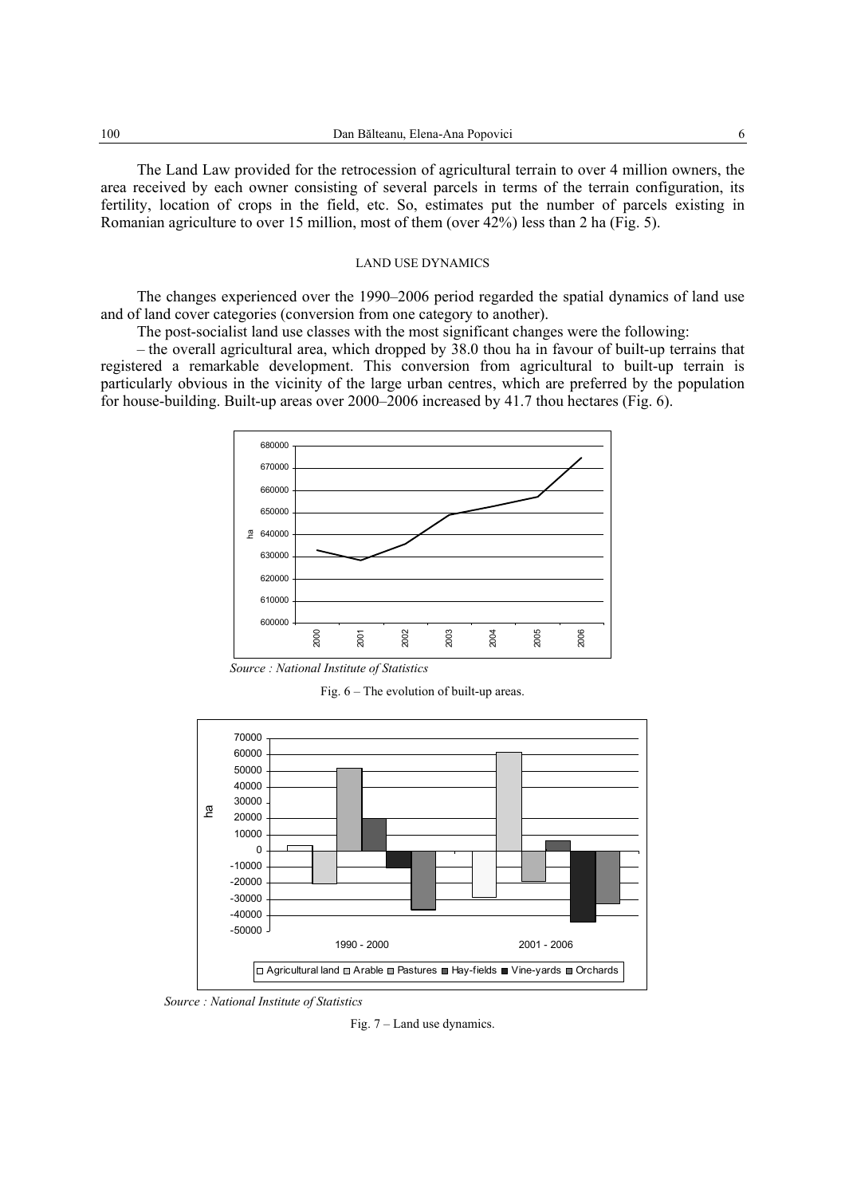The Land Law provided for the retrocession of agricultural terrain to over 4 million owners, the area received by each owner consisting of several parcels in terms of the terrain configuration, its fertility, location of crops in the field, etc. So, estimates put the number of parcels existing in Romanian agriculture to over 15 million, most of them (over 42%) less than 2 ha (Fig. 5).

## LAND USE DYNAMICS

The changes experienced over the 1990–2006 period regarded the spatial dynamics of land use and of land cover categories (conversion from one category to another).

The post-socialist land use classes with the most significant changes were the following:

– the overall agricultural area, which dropped by 38.0 thou ha in favour of built-up terrains that registered a remarkable development. This conversion from agricultural to built-up terrain is particularly obvious in the vicinity of the large urban centres, which are preferred by the population for house-building. Built-up areas over 2000–2006 increased by 41.7 thou hectares (Fig. 6).

*Source : National Institute of Statistics*

Fig. 6 – The evolution of built-up areas.

*Source : National Institute of Statistics*

Fig. 7 – Land use dynamics.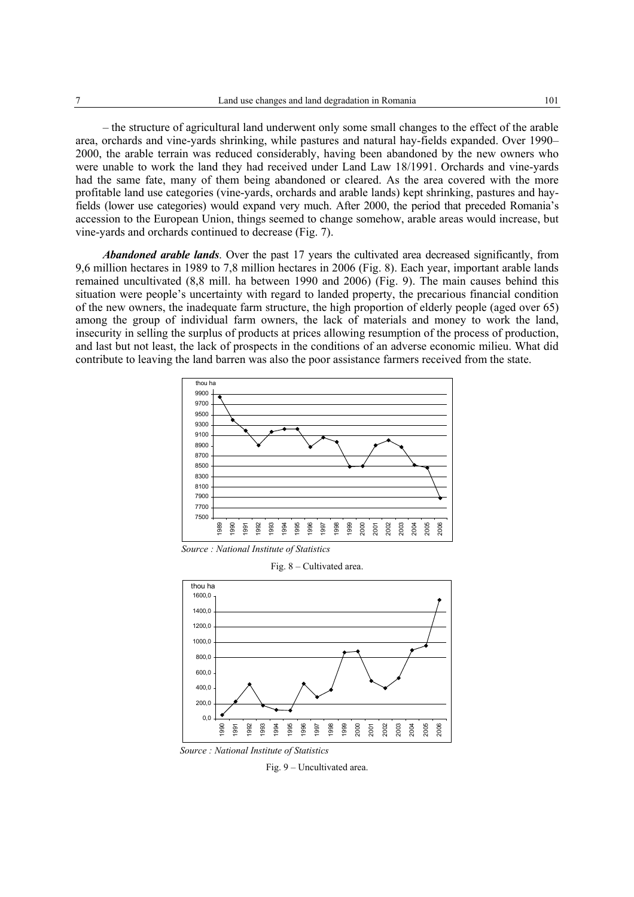– the structure of agricultural land underwent only some small changes to the effect of the arable area, orchards and vine-yards shrinking, while pastures and natural hay-fields expanded. Over 1990–2000, the arable terrain was reduced considerably, having been abandoned by the new owners who were unable to work the land they had received under Land Law 18/1991. Orchards and vine-yards had the same fate, many of them being abandoned or cleared. As the area covered with the more profitable land use categories (vine-yards, orchards and arable lands) kept shrinking, pastures and hay-fields (lower use categories) would expand very much. After 2000, the period that preceded Romania's accession to the European Union, things seemed to change somehow, arable areas would increase, but vine-yards and orchards continued to decrease (Fig. 7).

***Abandoned arable lands***. Over the past 17 years the cultivated area decreased significantly, from 9,6 million hectares in 1989 to 7,8 million hectares in 2006 (Fig. 8). Each year, important arable lands remained uncultivated (8,8 mill. ha between 1990 and 2006) (Fig. 9). The main causes behind this situation were people's uncertainty with regard to landed property, the precarious financial condition of the new owners, the inadequate farm structure, the high proportion of elderly people (aged over 65) among the group of individual farm owners, the lack of materials and money to work the land, insecurity in selling the surplus of products at prices allowing resumption of the process of production, and last but not least, the lack of prospects in the conditions of an adverse economic milieu. What did contribute to leaving the land barren was also the poor assistance farmers received from the state.

*Source : National Institute of Statistics*

Fig. 8 – Cultivated area.

*Source : National Institute of Statistics*

Fig. 9 – Uncultivated area.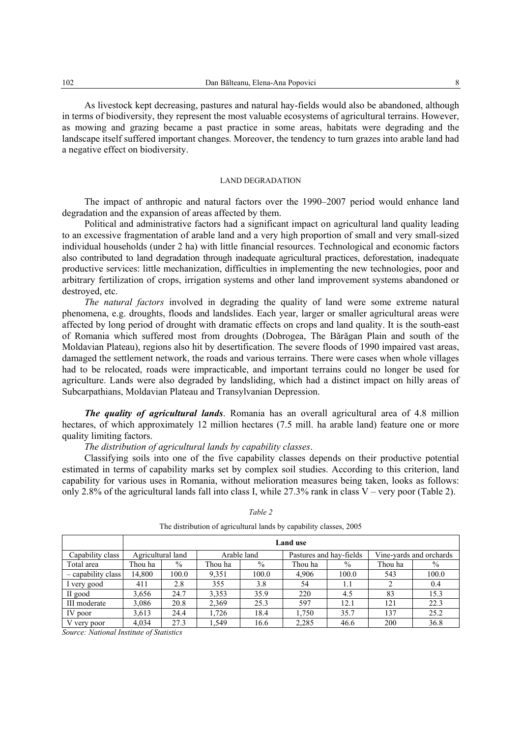As livestock kept decreasing, pastures and natural hay-fields would also be abandoned, although in terms of biodiversity, they represent the most valuable ecosystems of agricultural terrains. However, as mowing and grazing became a past practice in some areas, habitats were degrading and the landscape itself suffered important changes. Moreover, the tendency to turn grazes into arable land had a negative effect on biodiversity.

## LAND DEGRADATION

The impact of anthropic and natural factors over the 1990–2007 period would enhance land degradation and the expansion of areas affected by them.

Political and administrative factors had a significant impact on agricultural land quality leading to an excessive fragmentation of arable land and a very high proportion of small and very small-sized individual households (under 2 ha) with little financial resources. Technological and economic factors also contributed to land degradation through inadequate agricultural practices, deforestation, inadequate productive services: little mechanization, difficulties in implementing the new technologies, poor and arbitrary fertilization of crops, irrigation systems and other land improvement systems abandoned or destroyed, etc.

*The natural factors* involved in degrading the quality of land were some extreme natural phenomena, e.g. droughts, floods and landslides. Each year, larger or smaller agricultural areas were affected by long period of drought with dramatic effects on crops and land quality. It is the south-east of Romania which suffered most from droughts (Dobrogea, The Bărăgan Plain and south of the Moldavian Plateau), regions also hit by desertification. The severe floods of 1990 impaired vast areas, damaged the settlement network, the roads and various terrains. There were cases when whole villages had to be relocated, roads were impracticable, and important terrains could no longer be used for agriculture. Lands were also degraded by landsliding, which had a distinct impact on hilly areas of Subcarpathians, Moldavian Plateau and Transylvanian Depression.

***The quality of agricultural lands***. Romania has an overall agricultural area of 4.8 million hectares, of which approximately 12 million hectares (7.5 mill. ha arable land) feature one or more quality limiting factors.

*The distribution of agricultural lands by capability classes*.

Classifying soils into one of the five capability classes depends on their productive potential estimated in terms of capability marks set by complex soil studies. According to this criterion, land capability for various uses in Romania, without melioration measures being taken, looks as follows: only 2.8% of the agricultural lands fall into class I, while 27.3% rank in class V – very poor (Table 2).

*Table 2*

The distribution of agricultural lands by capability classes, 2005

| | **Land use** | | | | | | | |
|---|---|---|---|---|---|---|---|---|
| Capability class | Agricultural land | | Arable land | | Pastures and hay-fields | | Vine-yards and orchards | |
| Total area | Thou ha | % | Thou ha | % | Thou ha | % | Thou ha | % |
| – capability class | 14,800 | 100.0 | 9,351 | 100.0 | 4,906 | 100.0 | 543 | 100.0 |
| I very good | 411 | 2.8 | 355 | 3.8 | 54 | 1.1 | 2 | 0.4 |
| II good | 3,656 | 24.7 | 3,353 | 35.9 | 220 | 4.5 | 83 | 15.3 |
| III moderate | 3,086 | 20.8 | 2,369 | 25.3 | 597 | 12.1 | 121 | 22.3 |
| IV poor | 3,613 | 24.4 | 1,726 | 18.4 | 1,750 | 35.7 | 137 | 25.2 |
| V very poor | 4,034 | 27.3 | 1,549 | 16.6 | 2,285 | 46.6 | 200 | 36.8 |

*Source: National Institute of Statistics*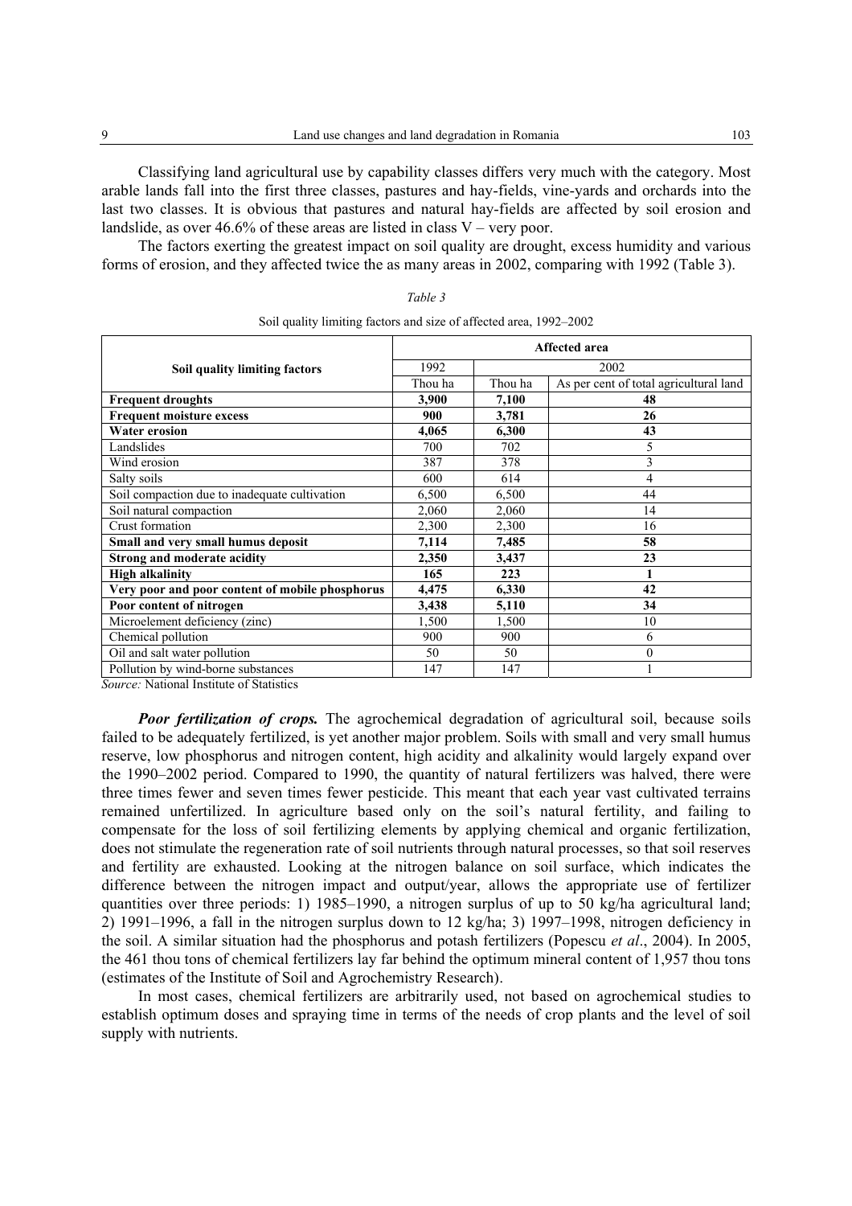Classifying land agricultural use by capability classes differs very much with the category. Most arable lands fall into the first three classes, pastures and hay-fields, vine-yards and orchards into the last two classes. It is obvious that pastures and natural hay-fields are affected by soil erosion and landslide, as over 46.6% of these areas are listed in class V – very poor.

The factors exerting the greatest impact on soil quality are drought, excess humidity and various forms of erosion, and they affected twice the as many areas in 2002, comparing with 1992 (Table 3).

*Table 3*

Soil quality limiting factors and size of affected area, 1992–2002

| Soil quality limiting factors | Affected area | | |
|---|---|---|---|
| | 1992 | 2002 | |
| | Thou ha | Thou ha | As per cent of total agricultural land |
| **Frequent droughts** | **3,900** | **7,100** | **48** |
| **Frequent moisture excess** | **900** | **3,781** | **26** |
| **Water erosion** | **4,065** | **6,300** | **43** |
| Landslides | 700 | 702 | 5 |
| Wind erosion | 387 | 378 | 3 |
| Salty soils | 600 | 614 | 4 |
| Soil compaction due to inadequate cultivation | 6,500 | 6,500 | 44 |
| Soil natural compaction | 2,060 | 2,060 | 14 |
| Crust formation | 2,300 | 2,300 | 16 |
| **Small and very small humus deposit** | **7,114** | **7,485** | **58** |
| **Strong and moderate acidity** | **2,350** | **3,437** | **23** |
| **High alkalinity** | **165** | **223** | **1** |
| **Very poor and poor content of mobile phosphorus** | **4,475** | **6,330** | **42** |
| **Poor content of nitrogen** | **3,438** | **5,110** | **34** |
| Microelement deficiency (zinc) | 1,500 | 1,500 | 10 |
| Chemical pollution | 900 | 900 | 6 |
| Oil and salt water pollution | 50 | 50 | 0 |
| Pollution by wind-borne substances | 147 | 147 | 1 |

*Source:* National Institute of Statistics

***Poor fertilization of crops.*** The agrochemical degradation of agricultural soil, because soils failed to be adequately fertilized, is yet another major problem. Soils with small and very small humus reserve, low phosphorus and nitrogen content, high acidity and alkalinity would largely expand over the 1990–2002 period. Compared to 1990, the quantity of natural fertilizers was halved, there were three times fewer and seven times fewer pesticide. This meant that each year vast cultivated terrains remained unfertilized. In agriculture based only on the soil's natural fertility, and failing to compensate for the loss of soil fertilizing elements by applying chemical and organic fertilization, does not stimulate the regeneration rate of soil nutrients through natural processes, so that soil reserves and fertility are exhausted. Looking at the nitrogen balance on soil surface, which indicates the difference between the nitrogen impact and output/year, allows the appropriate use of fertilizer quantities over three periods: 1) 1985–1990, a nitrogen surplus of up to 50 kg/ha agricultural land; 2) 1991–1996, a fall in the nitrogen surplus down to 12 kg/ha; 3) 1997–1998, nitrogen deficiency in the soil. A similar situation had the phosphorus and potash fertilizers (Popescu *et al*., 2004). In 2005, the 461 thou tons of chemical fertilizers lay far behind the optimum mineral content of 1,957 thou tons (estimates of the Institute of Soil and Agrochemistry Research).

In most cases, chemical fertilizers are arbitrarily used, not based on agrochemical studies to establish optimum doses and spraying time in terms of the needs of crop plants and the level of soil supply with nutrients.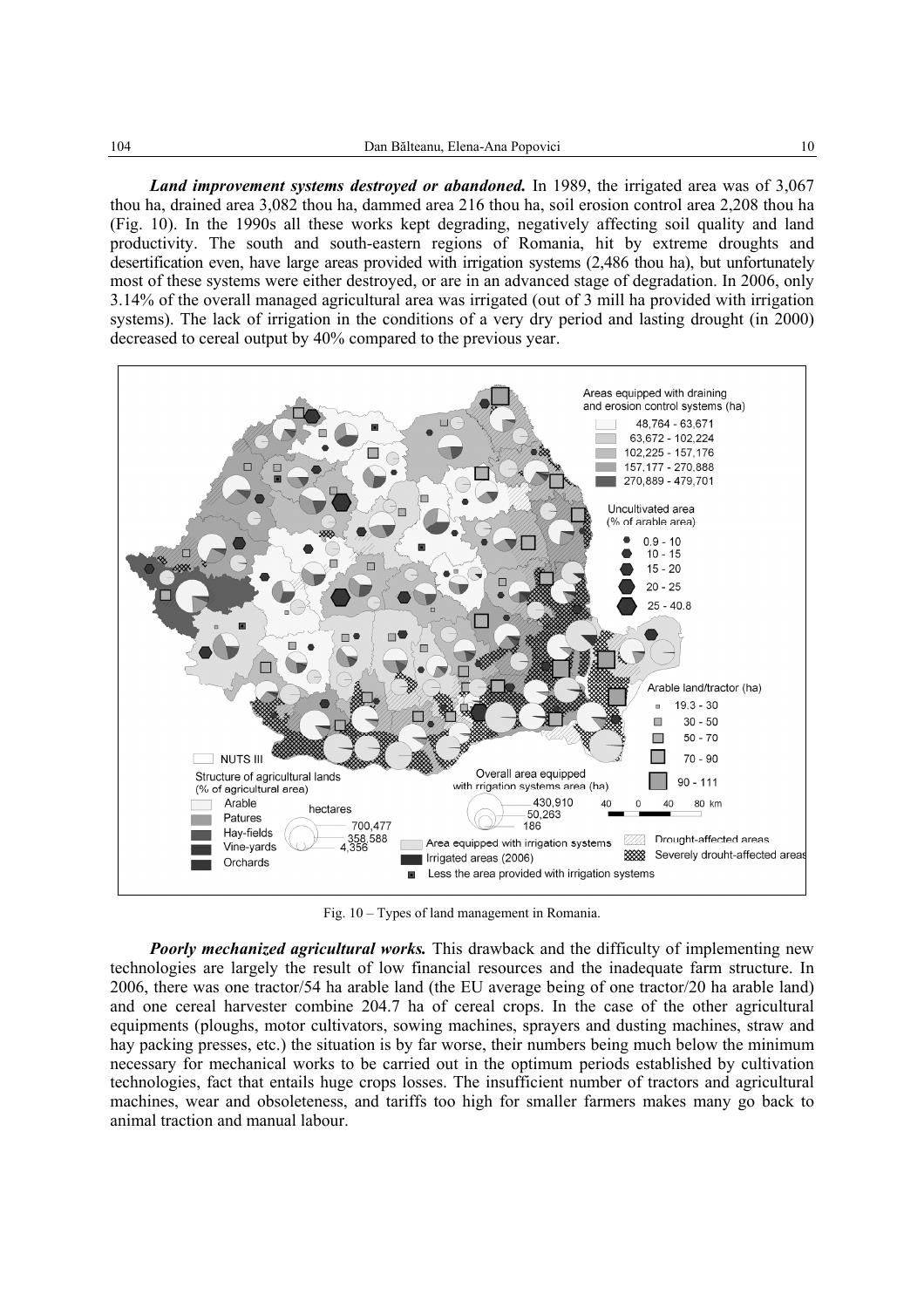***Land improvement systems destroyed or abandoned.*** In 1989, the irrigated area was of 3,067 thou ha, drained area 3,082 thou ha, dammed area 216 thou ha, soil erosion control area 2,208 thou ha (Fig. 10). In the 1990s all these works kept degrading, negatively affecting soil quality and land productivity. The south and south-eastern regions of Romania, hit by extreme droughts and desertification even, have large areas provided with irrigation systems (2,486 thou ha), but unfortunately most of these systems were either destroyed, or are in an advanced stage of degradation. In 2006, only 3.14% of the overall managed agricultural area was irrigated (out of 3 mill ha provided with irrigation systems). The lack of irrigation in the conditions of a very dry period and lasting drought (in 2000) decreased to cereal output by 40% compared to the previous year.

Fig. 10 – Types of land management in Romania.

***Poorly mechanized agricultural works.*** This drawback and the difficulty of implementing new technologies are largely the result of low financial resources and the inadequate farm structure. In 2006, there was one tractor/54 ha arable land (the EU average being of one tractor/20 ha arable land) and one cereal harvester combine 204.7 ha of cereal crops. In the case of the other agricultural equipments (ploughs, motor cultivators, sowing machines, sprayers and dusting machines, straw and hay packing presses, etc.) the situation is by far worse, their numbers being much below the minimum necessary for mechanical works to be carried out in the optimum periods established by cultivation technologies, fact that entails huge crops losses. The insufficient number of tractors and agricultural machines, wear and obsoleteness, and tariffs too high for smaller farmers makes many go back to animal traction and manual labour.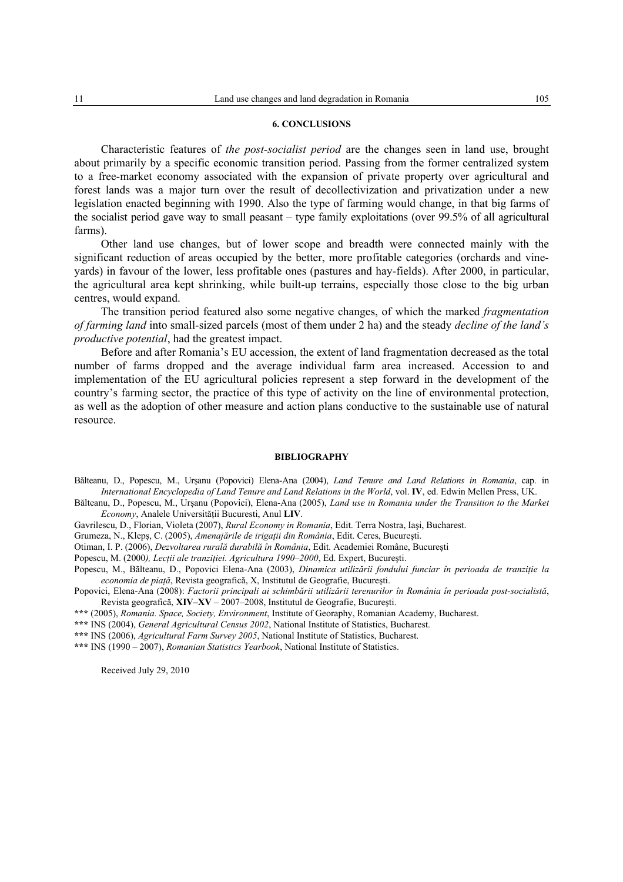## 6. CONCLUSIONS

Characteristic features of *the post-socialist period* are the changes seen in land use, brought about primarily by a specific economic transition period. Passing from the former centralized system to a free-market economy associated with the expansion of private property over agricultural and forest lands was a major turn over the result of decollectivization and privatization under a new legislation enacted beginning with 1990. Also the type of farming would change, in that big farms of the socialist period gave way to small peasant – type family exploitations (over 99.5% of all agricultural farms).

Other land use changes, but of lower scope and breadth were connected mainly with the significant reduction of areas occupied by the better, more profitable categories (orchards and vine-yards) in favour of the lower, less profitable ones (pastures and hay-fields). After 2000, in particular, the agricultural area kept shrinking, while built-up terrains, especially those close to the big urban centres, would expand.

The transition period featured also some negative changes, of which the marked *fragmentation of farming land* into small-sized parcels (most of them under 2 ha) and the steady *decline of the land's productive potential*, had the greatest impact.

Before and after Romania's EU accession, the extent of land fragmentation decreased as the total number of farms dropped and the average individual farm area increased. Accession to and implementation of the EU agricultural policies represent a step forward in the development of the country's farming sector, the practice of this type of activity on the line of environmental protection, as well as the adoption of other measure and action plans conductive to the sustainable use of natural resource.

## BIBLIOGRAPHY

Bălteanu, D., Popescu, M., Urşanu (Popovici) Elena-Ana (2004), *Land Tenure and Land Relations in Romania*, cap. in *International Encyclopedia of Land Tenure and Land Relations in the World*, vol. **IV**, ed. Edwin Mellen Press, UK.

Bălteanu, D., Popescu, M., Urşanu (Popovici), Elena-Ana (2005), *Land use in Romania under the Transition to the Market Economy*, Analele Universităţii Bucuresti, Anul **LIV**.

Gavrilescu, D., Florian, Violeta (2007), *Rural Economy in Romania*, Edit. Terra Nostra, Iaşi, Bucharest.

Grumeza, N., Klepş, C. (2005), *Amenajările de irigaţii din România*, Edit. Ceres, Bucureşti.

Otiman, I. P. (2006), *Dezvoltarea rurală durabilă în România*, Edit. Academiei Române, Bucureşti

Popescu, M. (2000*), Lecţii ale tranziţiei. Agricultura 1990–2000*, Ed. Expert, Bucureşti.

Popescu, M., Bălteanu, D., Popovici Elena-Ana (2003), *Dinamica utilizării fondului funciar în perioada de tranziţie la economia de piaţă*, Revista geografică, X, Institutul de Geografie, Bucureşti.

Popovici, Elena-Ana (2008): *Factorii principali ai schimbării utilizării terenurilor în România în perioada post-socialistă*, Revista geografică, **XIV–XV** – 2007–2008, Institutul de Geografie, Bucureşti.

**\*\*\*** (2005), *Romania. Space, Society, Environment*, Institute of Georaphy, Romanian Academy, Bucharest.

**\*\*\*** INS (2004), *General Agricultural Census 2002*, National Institute of Statistics, Bucharest.

**\*\*\*** INS (2006), *Agricultural Farm Survey 2005*, National Institute of Statistics, Bucharest.

**\*\*\*** INS (1990 – 2007), *Romanian Statistics Yearbook*, National Institute of Statistics.

Received July 29, 2010